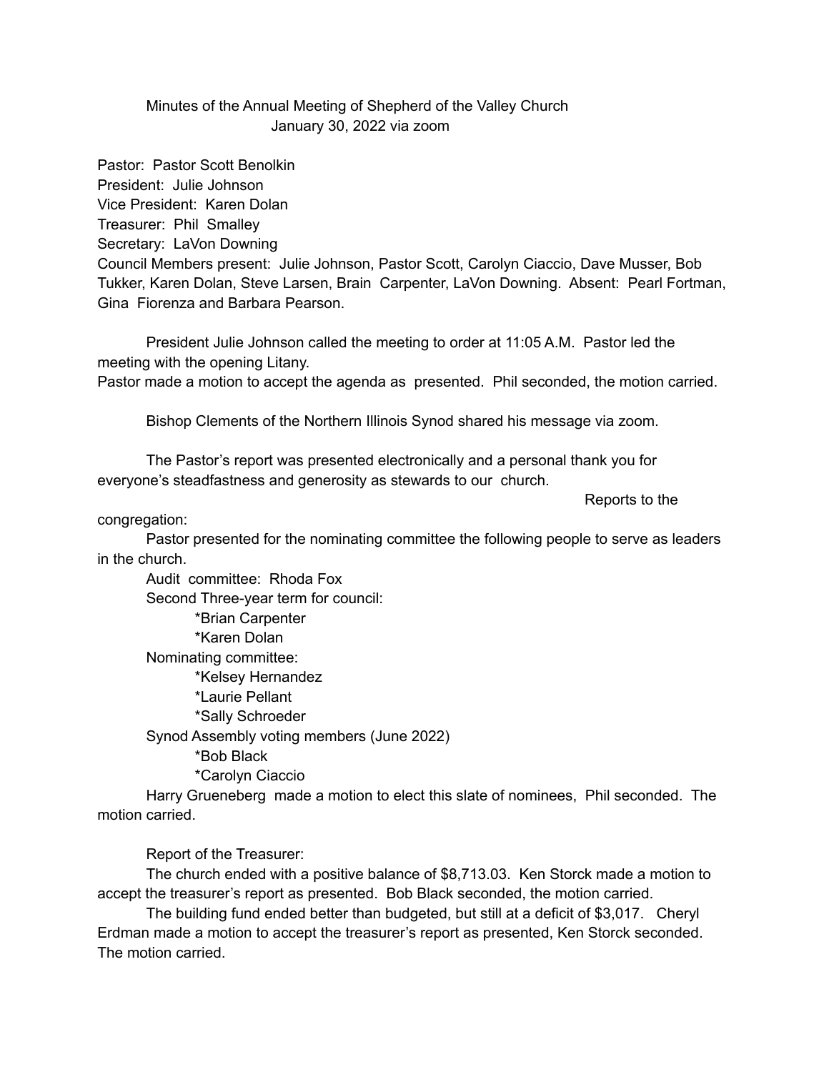Minutes of the Annual Meeting of Shepherd of the Valley Church
January 30, 2022 via zoom

Pastor: Pastor Scott Benolkin
President: Julie Johnson
Vice President: Karen Dolan
Treasurer: Phil Smalley
Secretary: LaVon Downing
Council Members present: Julie Johnson, Pastor Scott, Carolyn Ciaccio, Dave Musser, Bob Tukker, Karen Dolan, Steve Larsen, Brain Carpenter, LaVon Downing. Absent: Pearl Fortman, Gina Fiorenza and Barbara Pearson.

President Julie Johnson called the meeting to order at 11:05 A.M. Pastor led the meeting with the opening Litany.
Pastor made a motion to accept the agenda as presented. Phil seconded, the motion carried.

Bishop Clements of the Northern Illinois Synod shared his message via zoom.

The Pastor's report was presented electronically and a personal thank you for everyone's steadfastness and generosity as stewards to our church.

Reports to the congregation:

Pastor presented for the nominating committee the following people to serve as leaders in the church.

Audit committee: Rhoda Fox

Second Three-year term for council:

*Brian Carpenter
*Karen Dolan

Nominating committee:

*Kelsey Hernandez
*Laurie Pellant
*Sally Schroeder

Synod Assembly voting members (June 2022)

*Bob Black
*Carolyn Ciaccio

Harry Grueneberg made a motion to elect this slate of nominees, Phil seconded. The motion carried.

Report of the Treasurer:

The church ended with a positive balance of $8,713.03. Ken Storck made a motion to accept the treasurer's report as presented. Bob Black seconded, the motion carried.

The building fund ended better than budgeted, but still at a deficit of $3,017. Cheryl Erdman made a motion to accept the treasurer's report as presented, Ken Storck seconded. The motion carried.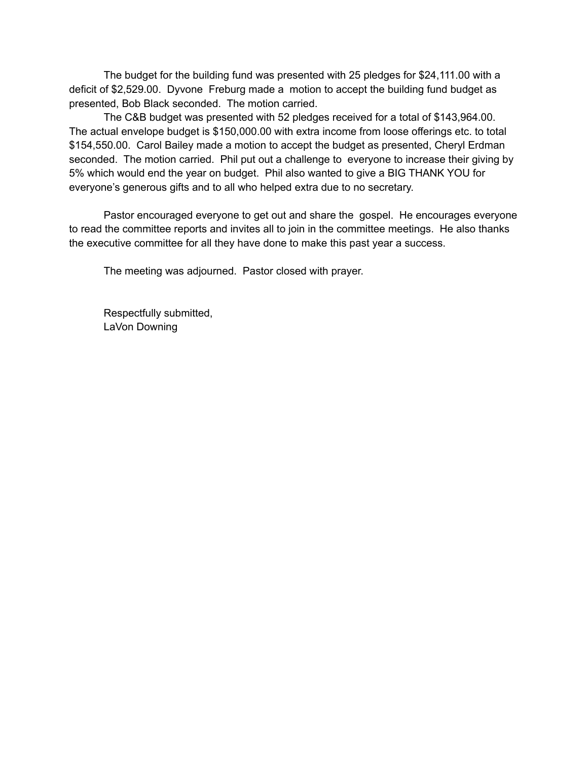The budget for the building fund was presented with 25 pledges for $24,111.00 with a deficit of $2,529.00. Dyvone Freburg made a motion to accept the building fund budget as presented, Bob Black seconded. The motion carried.

The C&B budget was presented with 52 pledges received for a total of $143,964.00. The actual envelope budget is $150,000.00 with extra income from loose offerings etc. to total $154,550.00. Carol Bailey made a motion to accept the budget as presented, Cheryl Erdman seconded. The motion carried. Phil put out a challenge to everyone to increase their giving by 5% which would end the year on budget. Phil also wanted to give a BIG THANK YOU for everyone's generous gifts and to all who helped extra due to no secretary.

Pastor encouraged everyone to get out and share the gospel. He encourages everyone to read the committee reports and invites all to join in the committee meetings. He also thanks the executive committee for all they have done to make this past year a success.

The meeting was adjourned. Pastor closed with prayer.

Respectfully submitted,
LaVon Downing